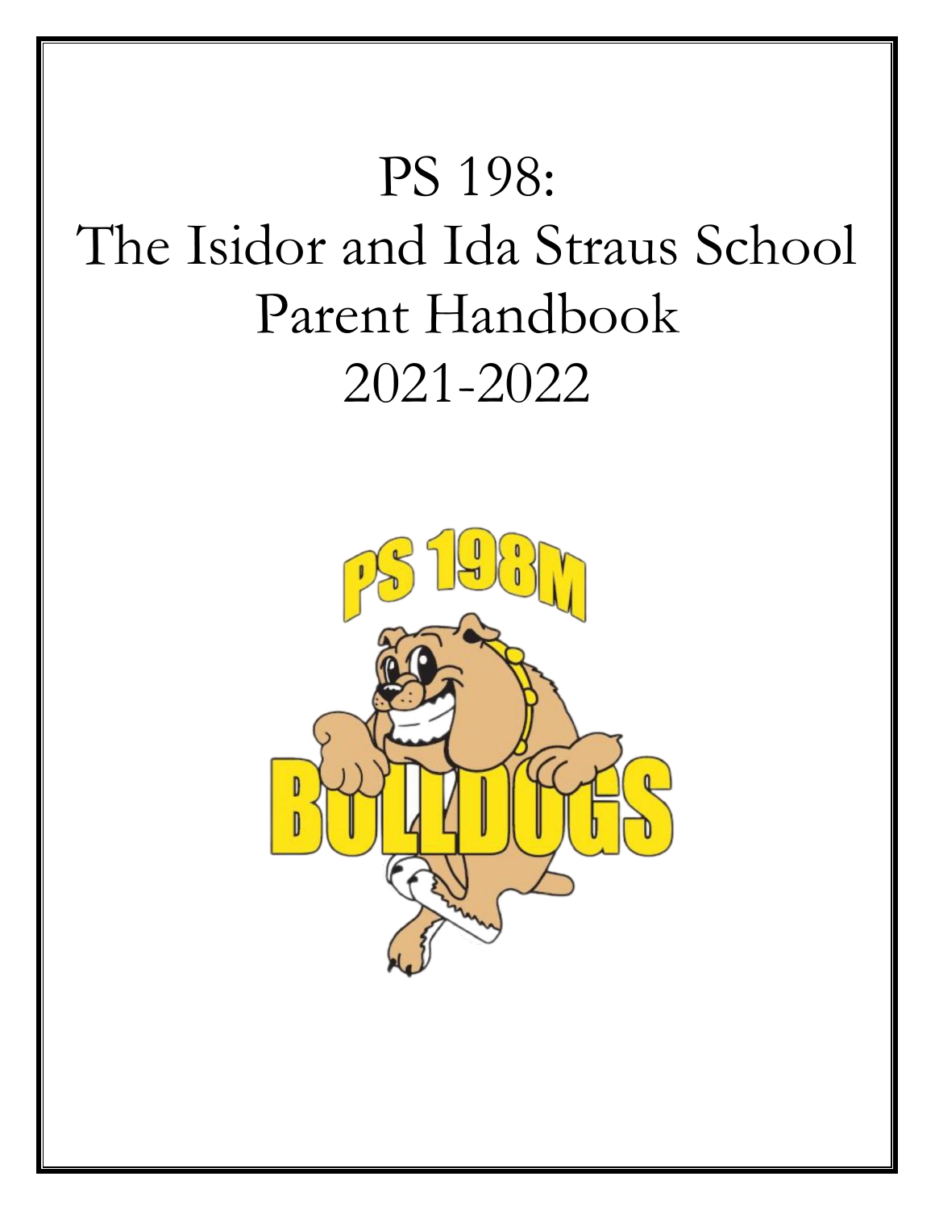# PS 198:
# The Isidor and Ida Straus School
# Parent Handbook
# 2021-2022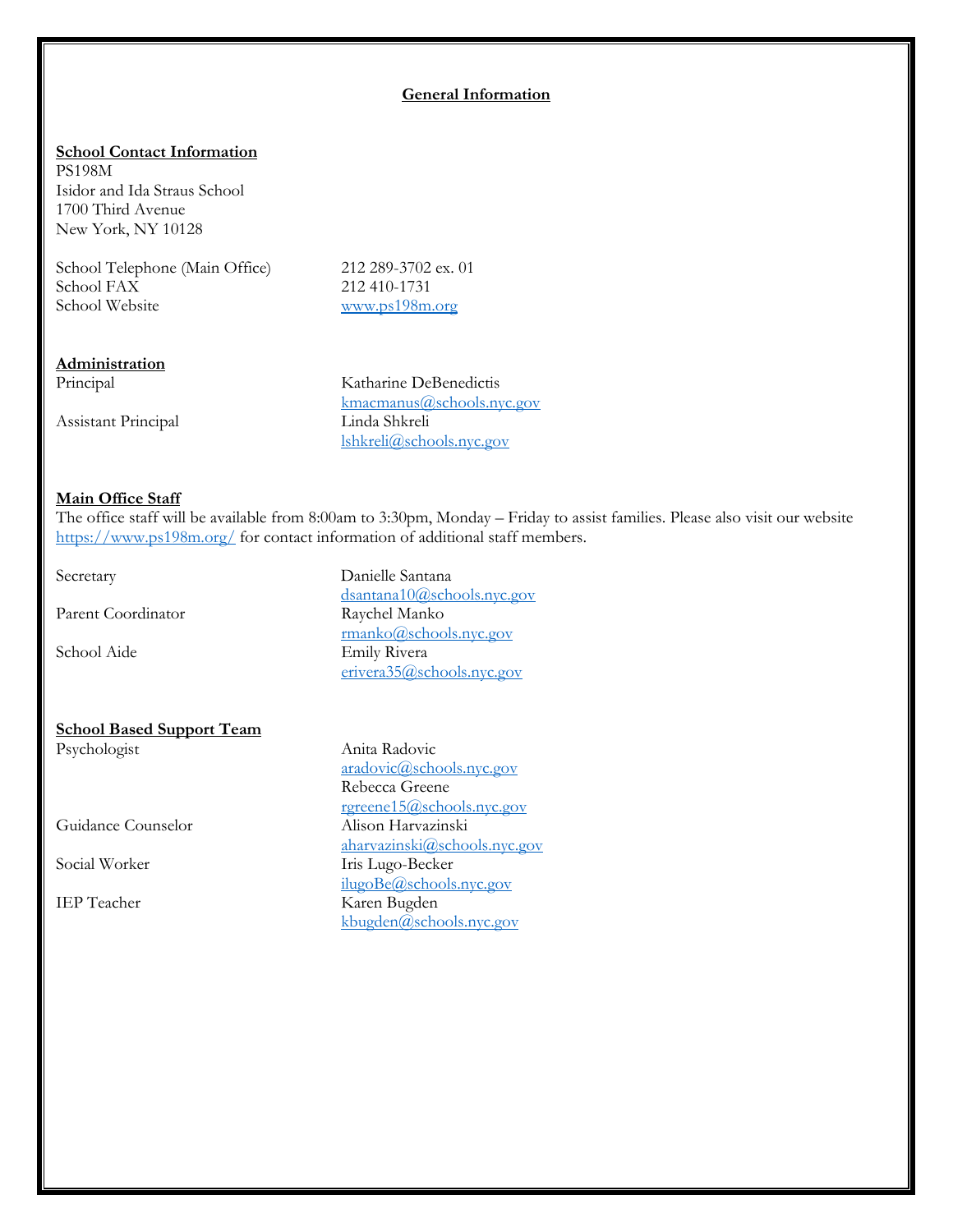## General Information

### School Contact Information

PS198M
Isidor and Ida Straus School
1700 Third Avenue
New York, NY 10128

| | |
|---|---|
| School Telephone (Main Office) | 212 289-3702 ex. 01 |
| School FAX | 212 410-1731 |
| School Website | www.ps198m.org |

### Administration

| | |
|---|---|
| Principal | Katharine DeBenedictis<br>kmacmanus@schools.nyc.gov |
| Assistant Principal | Linda Shkreli<br>lshkreli@schools.nyc.gov |

### Main Office Staff

The office staff will be available from 8:00am to 3:30pm, Monday – Friday to assist families. Please also visit our website https://www.ps198m.org/ for contact information of additional staff members.

| | |
|---|---|
| Secretary | Danielle Santana<br>dsantana10@schools.nyc.gov |
| Parent Coordinator | Raychel Manko<br>rmanko@schools.nyc.gov |
| School Aide | Emily Rivera<br>erivera35@schools.nyc.gov |

### School Based Support Team

| | |
|---|---|
| Psychologist | Anita Radovic<br>aradovic@schools.nyc.gov<br>Rebecca Greene<br>rgreene15@schools.nyc.gov |
| Guidance Counselor | Alison Harvazinski<br>aharvazinski@schools.nyc.gov |
| Social Worker | Iris Lugo-Becker<br>ilugoBe@schools.nyc.gov |
| IEP Teacher | Karen Bugden<br>kbugden@schools.nyc.gov |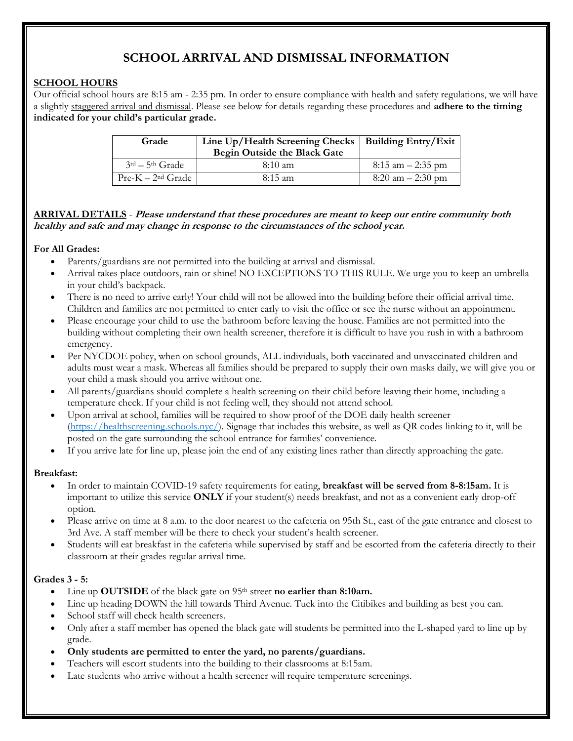# SCHOOL ARRIVAL AND DISMISSAL INFORMATION

## SCHOOL HOURS

Our official school hours are 8:15 am - 2:35 pm. In order to ensure compliance with health and safety regulations, we will have a slightly staggered arrival and dismissal. Please see below for details regarding these procedures and **adhere to the timing indicated for your child's particular grade.**

| Grade | Line Up/Health Screening Checks Begin Outside the Black Gate | Building Entry/Exit |
|---|---|---|
| 3rd – 5th Grade | 8:10 am | 8:15 am – 2:35 pm |
| Pre-K – 2nd Grade | 8:15 am | 8:20 am – 2:30 pm |

**ARRIVAL DETAILS** - ***Please understand that these procedures are meant to keep our entire community both healthy and safe and may change in response to the circumstances of the school year.***

**For All Grades:**

- Parents/guardians are not permitted into the building at arrival and dismissal.
- Arrival takes place outdoors, rain or shine! NO EXCEPTIONS TO THIS RULE. We urge you to keep an umbrella in your child's backpack.
- There is no need to arrive early! Your child will not be allowed into the building before their official arrival time. Children and families are not permitted to enter early to visit the office or see the nurse without an appointment.
- Please encourage your child to use the bathroom before leaving the house. Families are not permitted into the building without completing their own health screener, therefore it is difficult to have you rush in with a bathroom emergency.
- Per NYCDOE policy, when on school grounds, ALL individuals, both vaccinated and unvaccinated children and adults must wear a mask. Whereas all families should be prepared to supply their own masks daily, we will give you or your child a mask should you arrive without one.
- All parents/guardians should complete a health screening on their child before leaving their home, including a temperature check. If your child is not feeling well, they should not attend school.
- Upon arrival at school, families will be required to show proof of the DOE daily health screener (https://healthscreening.schools.nyc/). Signage that includes this website, as well as QR codes linking to it, will be posted on the gate surrounding the school entrance for families' convenience.
- If you arrive late for line up, please join the end of any existing lines rather than directly approaching the gate.

**Breakfast:**

- In order to maintain COVID-19 safety requirements for eating, **breakfast will be served from 8-8:15am.** It is important to utilize this service **ONLY** if your student(s) needs breakfast, and not as a convenient early drop-off option.
- Please arrive on time at 8 a.m. to the door nearest to the cafeteria on 95th St., east of the gate entrance and closest to 3rd Ave. A staff member will be there to check your student's health screener.
- Students will eat breakfast in the cafeteria while supervised by staff and be escorted from the cafeteria directly to their classroom at their grades regular arrival time.

**Grades 3 - 5:**

- Line up **OUTSIDE** of the black gate on 95th street **no earlier than 8:10am.**
- Line up heading DOWN the hill towards Third Avenue. Tuck into the Citibikes and building as best you can.
- School staff will check health screeners.
- Only after a staff member has opened the black gate will students be permitted into the L-shaped yard to line up by grade.
- **Only students are permitted to enter the yard, no parents/guardians.**
- Teachers will escort students into the building to their classrooms at 8:15am.
- Late students who arrive without a health screener will require temperature screenings.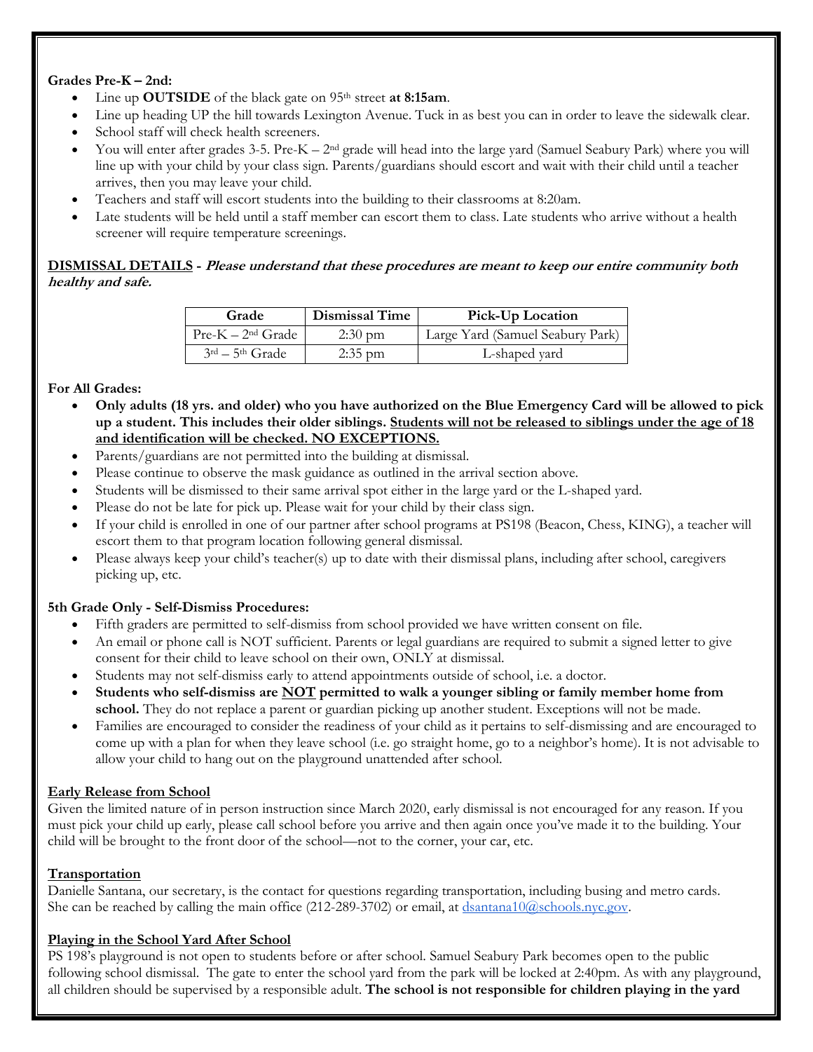**Grades Pre-K – 2nd:**

- Line up **OUTSIDE** of the black gate on 95th street **at 8:15am**.
- Line up heading UP the hill towards Lexington Avenue. Tuck in as best you can in order to leave the sidewalk clear.
- School staff will check health screeners.
- You will enter after grades 3-5. Pre-K – 2nd grade will head into the large yard (Samuel Seabury Park) where you will line up with your child by your class sign. Parents/guardians should escort and wait with their child until a teacher arrives, then you may leave your child.
- Teachers and staff will escort students into the building to their classrooms at 8:20am.
- Late students will be held until a staff member can escort them to class. Late students who arrive without a health screener will require temperature screenings.

**DISMISSAL DETAILS** - ***Please understand that these procedures are meant to keep our entire community both healthy and safe.***

| Grade | Dismissal Time | Pick-Up Location |
|---|---|---|
| Pre-K – 2nd Grade | 2:30 pm | Large Yard (Samuel Seabury Park) |
| 3rd – 5th Grade | 2:35 pm | L-shaped yard |

**For All Grades:**

- **Only adults (18 yrs. and older) who you have authorized on the Blue Emergency Card will be allowed to pick up a student. This includes their older siblings. Students will not be released to siblings under the age of 18 and identification will be checked. NO EXCEPTIONS.**
- Parents/guardians are not permitted into the building at dismissal.
- Please continue to observe the mask guidance as outlined in the arrival section above.
- Students will be dismissed to their same arrival spot either in the large yard or the L-shaped yard.
- Please do not be late for pick up. Please wait for your child by their class sign.
- If your child is enrolled in one of our partner after school programs at PS198 (Beacon, Chess, KING), a teacher will escort them to that program location following general dismissal.
- Please always keep your child's teacher(s) up to date with their dismissal plans, including after school, caregivers picking up, etc.

**5th Grade Only - Self-Dismiss Procedures:**

- Fifth graders are permitted to self-dismiss from school provided we have written consent on file.
- An email or phone call is NOT sufficient. Parents or legal guardians are required to submit a signed letter to give consent for their child to leave school on their own, ONLY at dismissal.
- Students may not self-dismiss early to attend appointments outside of school, i.e. a doctor.
- **Students who self-dismiss are NOT permitted to walk a younger sibling or family member home from school.** They do not replace a parent or guardian picking up another student. Exceptions will not be made.
- Families are encouraged to consider the readiness of your child as it pertains to self-dismissing and are encouraged to come up with a plan for when they leave school (i.e. go straight home, go to a neighbor's home). It is not advisable to allow your child to hang out on the playground unattended after school.

**Early Release from School**

Given the limited nature of in person instruction since March 2020, early dismissal is not encouraged for any reason. If you must pick your child up early, please call school before you arrive and then again once you've made it to the building. Your child will be brought to the front door of the school—not to the corner, your car, etc.

**Transportation**

Danielle Santana, our secretary, is the contact for questions regarding transportation, including busing and metro cards. She can be reached by calling the main office (212-289-3702) or email, at dsantana10@schools.nyc.gov.

**Playing in the School Yard After School**

PS 198's playground is not open to students before or after school. Samuel Seabury Park becomes open to the public following school dismissal. The gate to enter the school yard from the park will be locked at 2:40pm. As with any playground, all children should be supervised by a responsible adult. **The school is not responsible for children playing in the yard**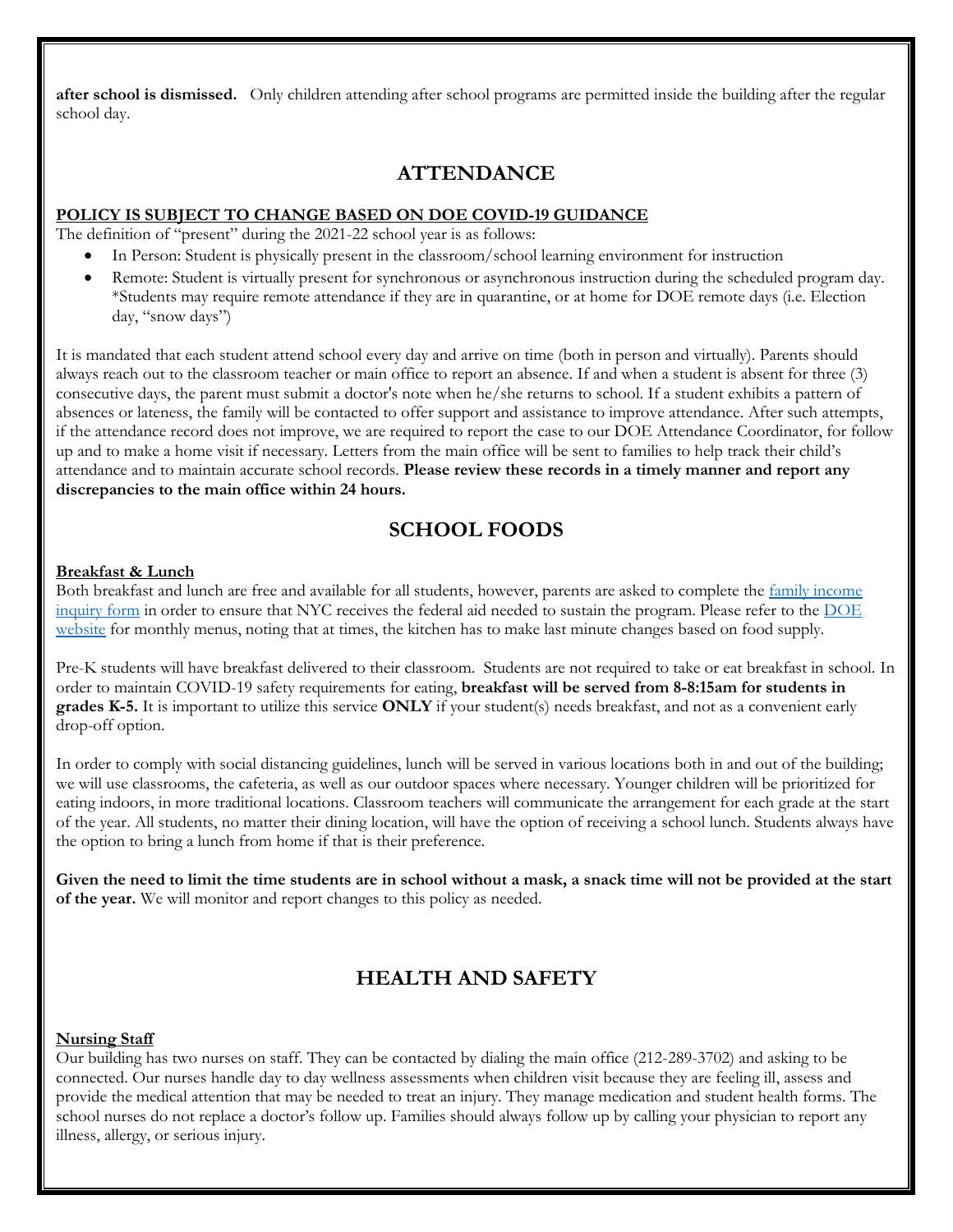**after school is dismissed.** Only children attending after school programs are permitted inside the building after the regular school day.

## ATTENDANCE

**POLICY IS SUBJECT TO CHANGE BASED ON DOE COVID-19 GUIDANCE**

The definition of "present" during the 2021-22 school year is as follows:

- In Person: Student is physically present in the classroom/school learning environment for instruction
- Remote: Student is virtually present for synchronous or asynchronous instruction during the scheduled program day. *Students may require remote attendance if they are in quarantine, or at home for DOE remote days (i.e. Election day, "snow days")

It is mandated that each student attend school every day and arrive on time (both in person and virtually). Parents should always reach out to the classroom teacher or main office to report an absence. If and when a student is absent for three (3) consecutive days, the parent must submit a doctor's note when he/she returns to school. If a student exhibits a pattern of absences or lateness, the family will be contacted to offer support and assistance to improve attendance. After such attempts, if the attendance record does not improve, we are required to report the case to our DOE Attendance Coordinator, for follow up and to make a home visit if necessary. Letters from the main office will be sent to families to help track their child's attendance and to maintain accurate school records. **Please review these records in a timely manner and report any discrepancies to the main office within 24 hours.**

## SCHOOL FOODS

**Breakfast & Lunch**

Both breakfast and lunch are free and available for all students, however, parents are asked to complete the family income inquiry form in order to ensure that NYC receives the federal aid needed to sustain the program. Please refer to the DOE website for monthly menus, noting that at times, the kitchen has to make last minute changes based on food supply.

Pre-K students will have breakfast delivered to their classroom. Students are not required to take or eat breakfast in school. In order to maintain COVID-19 safety requirements for eating, **breakfast will be served from 8-8:15am for students in grades K-5.** It is important to utilize this service **ONLY** if your student(s) needs breakfast, and not as a convenient early drop-off option.

In order to comply with social distancing guidelines, lunch will be served in various locations both in and out of the building; we will use classrooms, the cafeteria, as well as our outdoor spaces where necessary. Younger children will be prioritized for eating indoors, in more traditional locations. Classroom teachers will communicate the arrangement for each grade at the start of the year. All students, no matter their dining location, will have the option of receiving a school lunch. Students always have the option to bring a lunch from home if that is their preference.

**Given the need to limit the time students are in school without a mask, a snack time will not be provided at the start of the year.** We will monitor and report changes to this policy as needed.

## HEALTH AND SAFETY

**Nursing Staff**

Our building has two nurses on staff. They can be contacted by dialing the main office (212-289-3702) and asking to be connected. Our nurses handle day to day wellness assessments when children visit because they are feeling ill, assess and provide the medical attention that may be needed to treat an injury. They manage medication and student health forms. The school nurses do not replace a doctor's follow up. Families should always follow up by calling your physician to report any illness, allergy, or serious injury.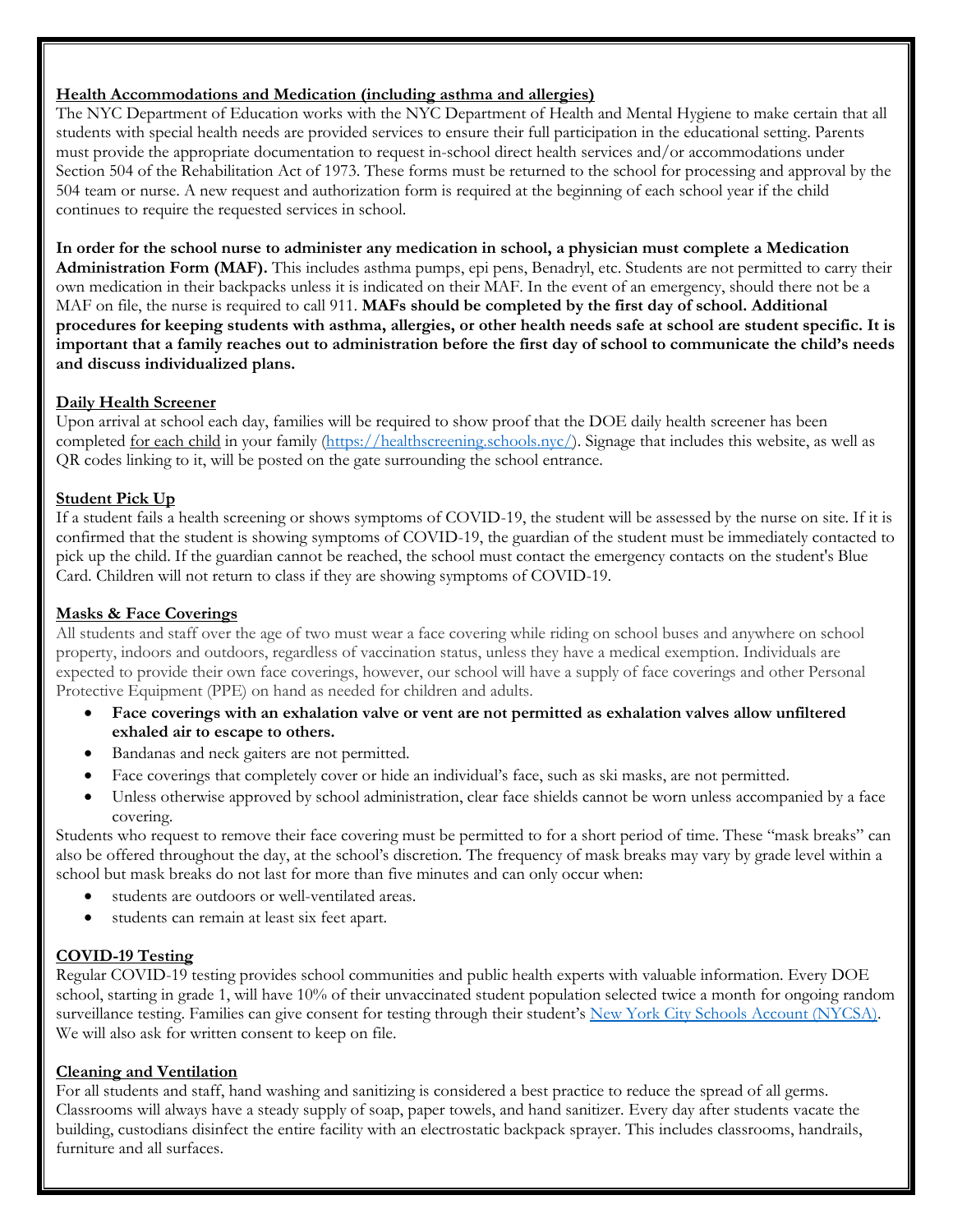**<u>Health Accommodations and Medication (including asthma and allergies)</u>**

The NYC Department of Education works with the NYC Department of Health and Mental Hygiene to make certain that all students with special health needs are provided services to ensure their full participation in the educational setting. Parents must provide the appropriate documentation to request in-school direct health services and/or accommodations under Section 504 of the Rehabilitation Act of 1973. These forms must be returned to the school for processing and approval by the 504 team or nurse. A new request and authorization form is required at the beginning of each school year if the child continues to require the requested services in school.

**In order for the school nurse to administer any medication in school, a physician must complete a Medication Administration Form (MAF).** This includes asthma pumps, epi pens, Benadryl, etc. Students are not permitted to carry their own medication in their backpacks unless it is indicated on their MAF. In the event of an emergency, should there not be a MAF on file, the nurse is required to call 911. **MAFs should be completed by the first day of school. Additional procedures for keeping students with asthma, allergies, or other health needs safe at school are student specific. It is important that a family reaches out to administration before the first day of school to communicate the child's needs and discuss individualized plans.**

**<u>Daily Health Screener</u>**

Upon arrival at school each day, families will be required to show proof that the DOE daily health screener has been completed <u>for each child</u> in your family ([https://healthscreening.schools.nyc/](https://healthscreening.schools.nyc/)). Signage that includes this website, as well as QR codes linking to it, will be posted on the gate surrounding the school entrance.

**<u>Student Pick Up</u>**

If a student fails a health screening or shows symptoms of COVID-19, the student will be assessed by the nurse on site. If it is confirmed that the student is showing symptoms of COVID-19, the guardian of the student must be immediately contacted to pick up the child. If the guardian cannot be reached, the school must contact the emergency contacts on the student's Blue Card. Children will not return to class if they are showing symptoms of COVID-19.

**<u>Masks & Face Coverings</u>**

All students and staff over the age of two must wear a face covering while riding on school buses and anywhere on school property, indoors and outdoors, regardless of vaccination status, unless they have a medical exemption. Individuals are expected to provide their own face coverings, however, our school will have a supply of face coverings and other Personal Protective Equipment (PPE) on hand as needed for children and adults.

- **Face coverings with an exhalation valve or vent are not permitted as exhalation valves allow unfiltered exhaled air to escape to others.**
- Bandanas and neck gaiters are not permitted.
- Face coverings that completely cover or hide an individual's face, such as ski masks, are not permitted.
- Unless otherwise approved by school administration, clear face shields cannot be worn unless accompanied by a face covering.

Students who request to remove their face covering must be permitted to for a short period of time. These "mask breaks" can also be offered throughout the day, at the school's discretion. The frequency of mask breaks may vary by grade level within a school but mask breaks do not last for more than five minutes and can only occur when:

- students are outdoors or well-ventilated areas.
- students can remain at least six feet apart.

**<u>COVID-19 Testing</u>**

Regular COVID-19 testing provides school communities and public health experts with valuable information. Every DOE school, starting in grade 1, will have 10% of their unvaccinated student population selected twice a month for ongoing random surveillance testing. Families can give consent for testing through their student's New York City Schools Account (NYCSA). We will also ask for written consent to keep on file.

**<u>Cleaning and Ventilation</u>**

For all students and staff, hand washing and sanitizing is considered a best practice to reduce the spread of all germs. Classrooms will always have a steady supply of soap, paper towels, and hand sanitizer. Every day after students vacate the building, custodians disinfect the entire facility with an electrostatic backpack sprayer. This includes classrooms, handrails, furniture and all surfaces.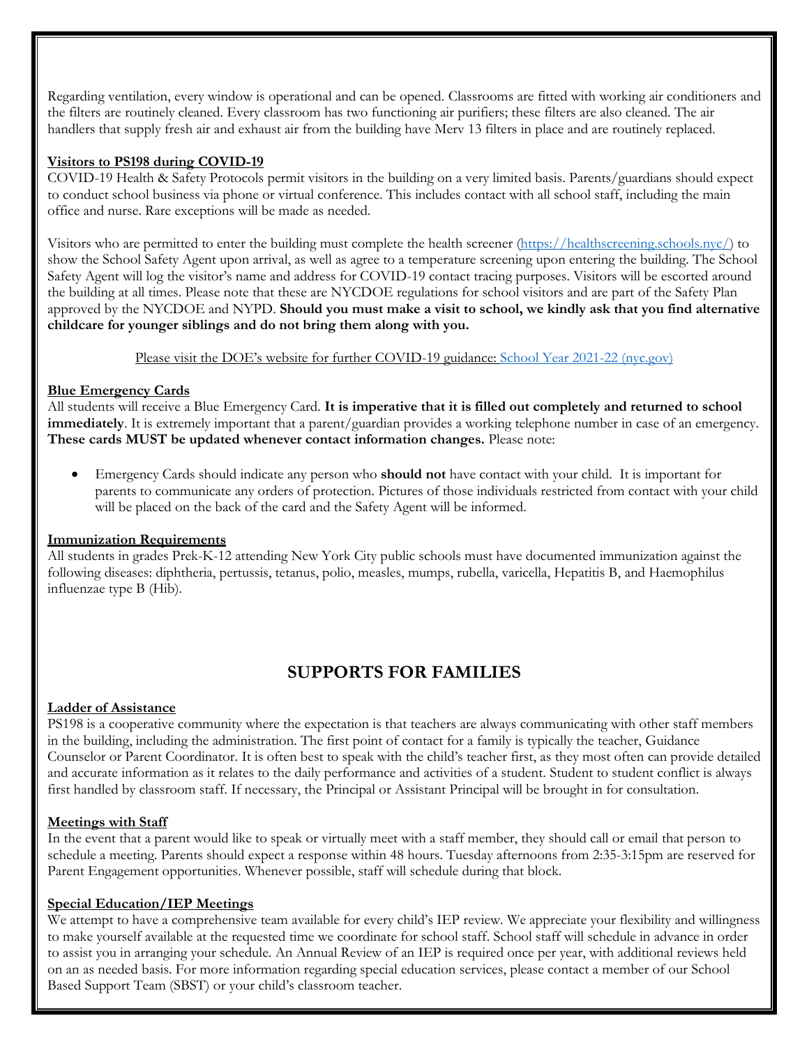Regarding ventilation, every window is operational and can be opened. Classrooms are fitted with working air conditioners and the filters are routinely cleaned. Every classroom has two functioning air purifiers; these filters are also cleaned. The air handlers that supply fresh air and exhaust air from the building have Merv 13 filters in place and are routinely replaced.

**Visitors to PS198 during COVID-19**

COVID-19 Health & Safety Protocols permit visitors in the building on a very limited basis. Parents/guardians should expect to conduct school business via phone or virtual conference. This includes contact with all school staff, including the main office and nurse. Rare exceptions will be made as needed.

Visitors who are permitted to enter the building must complete the health screener (https://healthscreening.schools.nyc/) to show the School Safety Agent upon arrival, as well as agree to a temperature screening upon entering the building. The School Safety Agent will log the visitor's name and address for COVID-19 contact tracing purposes. Visitors will be escorted around the building at all times. Please note that these are NYCDOE regulations for school visitors and are part of the Safety Plan approved by the NYCDOE and NYPD. **Should you must make a visit to school, we kindly ask that you find alternative childcare for younger siblings and do not bring them along with you.**

Please visit the DOE's website for further COVID-19 guidance: School Year 2021-22 (nyc.gov)

**Blue Emergency Cards**

All students will receive a Blue Emergency Card. **It is imperative that it is filled out completely and returned to school immediately**. It is extremely important that a parent/guardian provides a working telephone number in case of an emergency. **These cards MUST be updated whenever contact information changes.** Please note:

- Emergency Cards should indicate any person who **should not** have contact with your child. It is important for parents to communicate any orders of protection. Pictures of those individuals restricted from contact with your child will be placed on the back of the card and the Safety Agent will be informed.

**Immunization Requirements**

All students in grades Prek-K-12 attending New York City public schools must have documented immunization against the following diseases: diphtheria, pertussis, tetanus, polio, measles, mumps, rubella, varicella, Hepatitis B, and Haemophilus influenzae type B (Hib).

## SUPPORTS FOR FAMILIES

**Ladder of Assistance**

PS198 is a cooperative community where the expectation is that teachers are always communicating with other staff members in the building, including the administration. The first point of contact for a family is typically the teacher, Guidance Counselor or Parent Coordinator. It is often best to speak with the child's teacher first, as they most often can provide detailed and accurate information as it relates to the daily performance and activities of a student. Student to student conflict is always first handled by classroom staff. If necessary, the Principal or Assistant Principal will be brought in for consultation.

**Meetings with Staff**

In the event that a parent would like to speak or virtually meet with a staff member, they should call or email that person to schedule a meeting. Parents should expect a response within 48 hours. Tuesday afternoons from 2:35-3:15pm are reserved for Parent Engagement opportunities. Whenever possible, staff will schedule during that block.

**Special Education/IEP Meetings**

We attempt to have a comprehensive team available for every child's IEP review. We appreciate your flexibility and willingness to make yourself available at the requested time we coordinate for school staff. School staff will schedule in advance in order to assist you in arranging your schedule. An Annual Review of an IEP is required once per year, with additional reviews held on an as needed basis. For more information regarding special education services, please contact a member of our School Based Support Team (SBST) or your child's classroom teacher.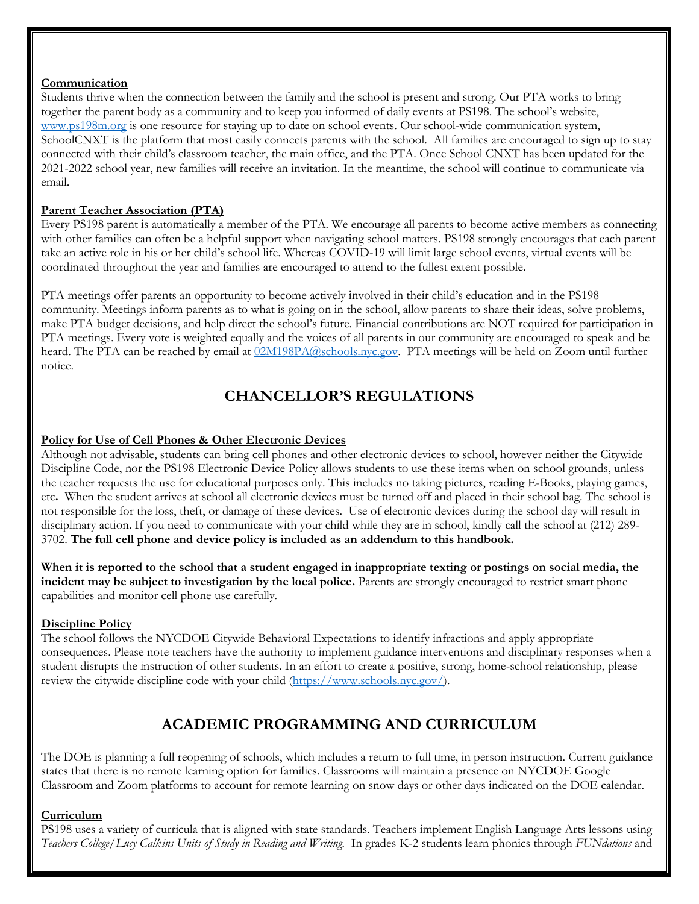**Communication**

Students thrive when the connection between the family and the school is present and strong. Our PTA works to bring together the parent body as a community and to keep you informed of daily events at PS198. The school's website, www.ps198m.org is one resource for staying up to date on school events. Our school-wide communication system, SchoolCNXT is the platform that most easily connects parents with the school. All families are encouraged to sign up to stay connected with their child's classroom teacher, the main office, and the PTA. Once School CNXT has been updated for the 2021-2022 school year, new families will receive an invitation. In the meantime, the school will continue to communicate via email.

**Parent Teacher Association (PTA)**

Every PS198 parent is automatically a member of the PTA. We encourage all parents to become active members as connecting with other families can often be a helpful support when navigating school matters. PS198 strongly encourages that each parent take an active role in his or her child's school life. Whereas COVID-19 will limit large school events, virtual events will be coordinated throughout the year and families are encouraged to attend to the fullest extent possible.

PTA meetings offer parents an opportunity to become actively involved in their child's education and in the PS198 community. Meetings inform parents as to what is going on in the school, allow parents to share their ideas, solve problems, make PTA budget decisions, and help direct the school's future. Financial contributions are NOT required for participation in PTA meetings. Every vote is weighted equally and the voices of all parents in our community are encouraged to speak and be heard. The PTA can be reached by email at 02M198PA@schools.nyc.gov. PTA meetings will be held on Zoom until further notice.

## CHANCELLOR'S REGULATIONS

**Policy for Use of Cell Phones & Other Electronic Devices**

Although not advisable, students can bring cell phones and other electronic devices to school, however neither the Citywide Discipline Code, nor the PS198 Electronic Device Policy allows students to use these items when on school grounds, unless the teacher requests the use for educational purposes only. This includes no taking pictures, reading E-Books, playing games, etc. When the student arrives at school all electronic devices must be turned off and placed in their school bag. The school is not responsible for the loss, theft, or damage of these devices. Use of electronic devices during the school day will result in disciplinary action. If you need to communicate with your child while they are in school, kindly call the school at (212) 289-3702. **The full cell phone and device policy is included as an addendum to this handbook.**

**When it is reported to the school that a student engaged in inappropriate texting or postings on social media, the incident may be subject to investigation by the local police.** Parents are strongly encouraged to restrict smart phone capabilities and monitor cell phone use carefully.

**Discipline Policy**

The school follows the NYCDOE Citywide Behavioral Expectations to identify infractions and apply appropriate consequences. Please note teachers have the authority to implement guidance interventions and disciplinary responses when a student disrupts the instruction of other students. In an effort to create a positive, strong, home-school relationship, please review the citywide discipline code with your child (https://www.schools.nyc.gov/).

## ACADEMIC PROGRAMMING AND CURRICULUM

The DOE is planning a full reopening of schools, which includes a return to full time, in person instruction. Current guidance states that there is no remote learning option for families. Classrooms will maintain a presence on NYCDOE Google Classroom and Zoom platforms to account for remote learning on snow days or other days indicated on the DOE calendar.

**Curriculum**

PS198 uses a variety of curricula that is aligned with state standards. Teachers implement English Language Arts lessons using *Teachers College/Lucy Calkins Units of Study in Reading and Writing*. In grades K-2 students learn phonics through *FUNdations* and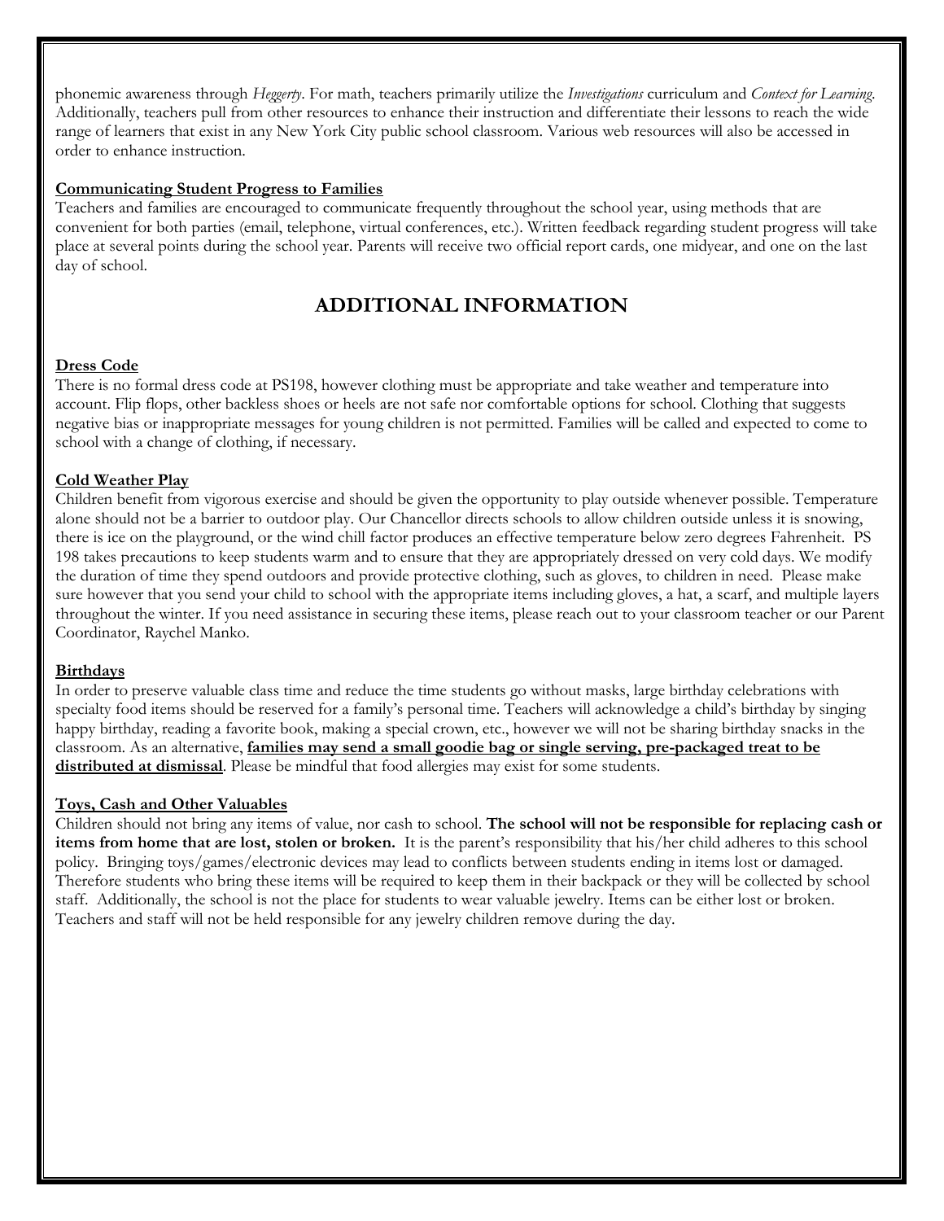phonemic awareness through *Heggerty*. For math, teachers primarily utilize the *Investigations* curriculum and *Context for Learning*. Additionally, teachers pull from other resources to enhance their instruction and differentiate their lessons to reach the wide range of learners that exist in any New York City public school classroom. Various web resources will also be accessed in order to enhance instruction.

**Communicating Student Progress to Families**

Teachers and families are encouraged to communicate frequently throughout the school year, using methods that are convenient for both parties (email, telephone, virtual conferences, etc.). Written feedback regarding student progress will take place at several points during the school year. Parents will receive two official report cards, one midyear, and one on the last day of school.

## ADDITIONAL INFORMATION

**Dress Code**

There is no formal dress code at PS198, however clothing must be appropriate and take weather and temperature into account. Flip flops, other backless shoes or heels are not safe nor comfortable options for school. Clothing that suggests negative bias or inappropriate messages for young children is not permitted. Families will be called and expected to come to school with a change of clothing, if necessary.

**Cold Weather Play**

Children benefit from vigorous exercise and should be given the opportunity to play outside whenever possible. Temperature alone should not be a barrier to outdoor play. Our Chancellor directs schools to allow children outside unless it is snowing, there is ice on the playground, or the wind chill factor produces an effective temperature below zero degrees Fahrenheit. PS 198 takes precautions to keep students warm and to ensure that they are appropriately dressed on very cold days. We modify the duration of time they spend outdoors and provide protective clothing, such as gloves, to children in need. Please make sure however that you send your child to school with the appropriate items including gloves, a hat, a scarf, and multiple layers throughout the winter. If you need assistance in securing these items, please reach out to your classroom teacher or our Parent Coordinator, Raychel Manko.

**Birthdays**

In order to preserve valuable class time and reduce the time students go without masks, large birthday celebrations with specialty food items should be reserved for a family's personal time. Teachers will acknowledge a child's birthday by singing happy birthday, reading a favorite book, making a special crown, etc., however we will not be sharing birthday snacks in the classroom. As an alternative, **families may send a small goodie bag or single serving, pre-packaged treat to be distributed at dismissal**. Please be mindful that food allergies may exist for some students.

**Toys, Cash and Other Valuables**

Children should not bring any items of value, nor cash to school. **The school will not be responsible for replacing cash or items from home that are lost, stolen or broken.** It is the parent's responsibility that his/her child adheres to this school policy. Bringing toys/games/electronic devices may lead to conflicts between students ending in items lost or damaged. Therefore students who bring these items will be required to keep them in their backpack or they will be collected by school staff. Additionally, the school is not the place for students to wear valuable jewelry. Items can be either lost or broken. Teachers and staff will not be held responsible for any jewelry children remove during the day.